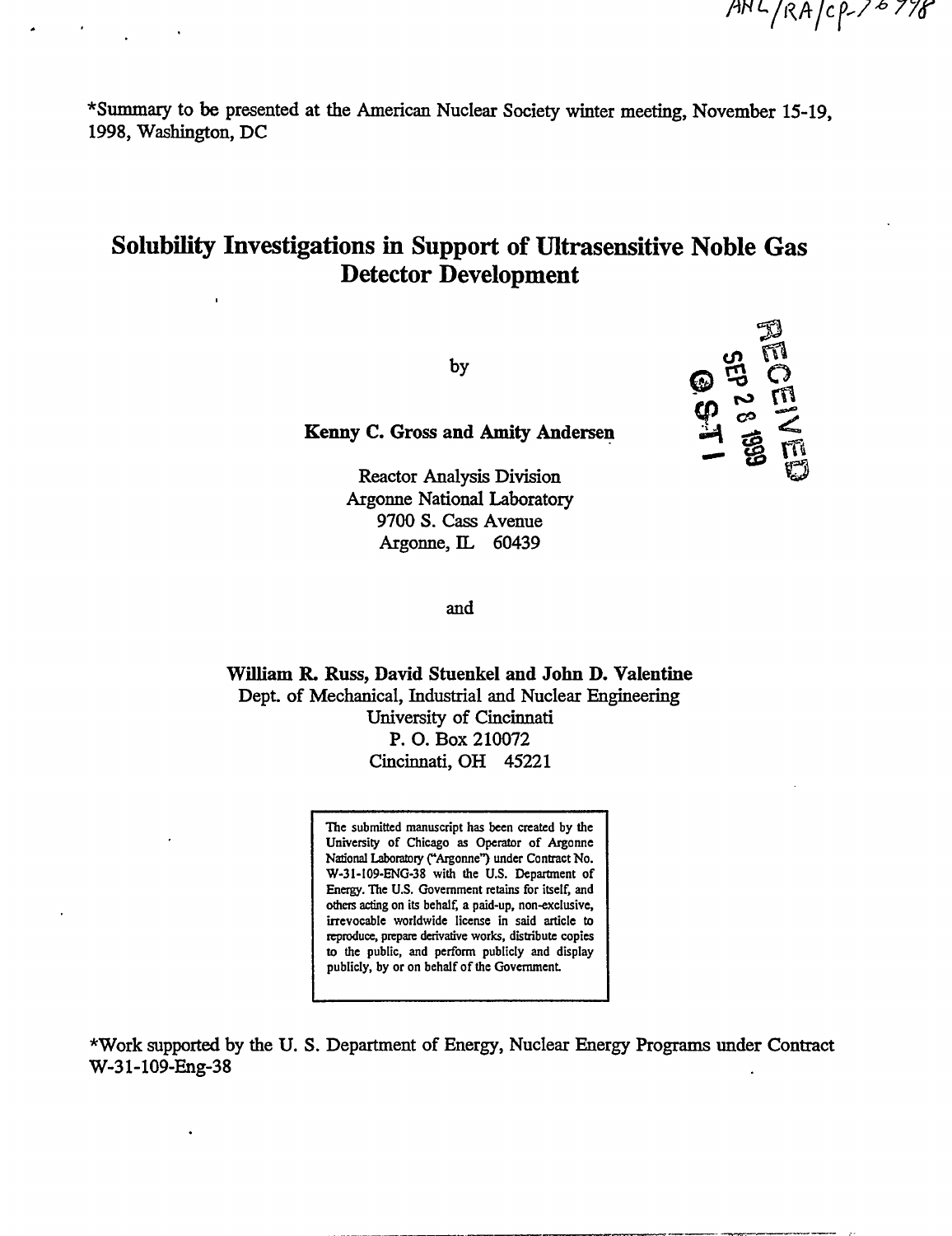ANL/RA/CP-76778

*Summary to be presented at the American Nuclear Society winter meeting, November 15-19, 1998, Washington, DC

# Solubility Investigations in Support of Ultrasensitive Noble Gas Detector Development

by

**Kenny C. Gross and Amity Andersen**

Reactor Analysis Division
Argonne National Laboratory
9700 S. Cass Avenue
Argonne, IL 60439

RECEIVED
SEP 28 1999
OSTI

and

**William R. Russ, David Stuenkel and John D. Valentine**
Dept. of Mechanical, Industrial and Nuclear Engineering
University of Cincinnati
P. O. Box 210072
Cincinnati, OH 45221

The submitted manuscript has been created by the University of Chicago as Operator of Argonne National Laboratory ("Argonne") under Contract No. W-31-109-ENG-38 with the U.S. Department of Energy. The U.S. Government retains for itself, and others acting on its behalf, a paid-up, non-exclusive, irrevocable worldwide license in said article to reproduce, prepare derivative works, distribute copies to the public, and perform publicly and display publicly, by or on behalf of the Government.

*Work supported by the U. S. Department of Energy, Nuclear Energy Programs under Contract W-31-109-Eng-38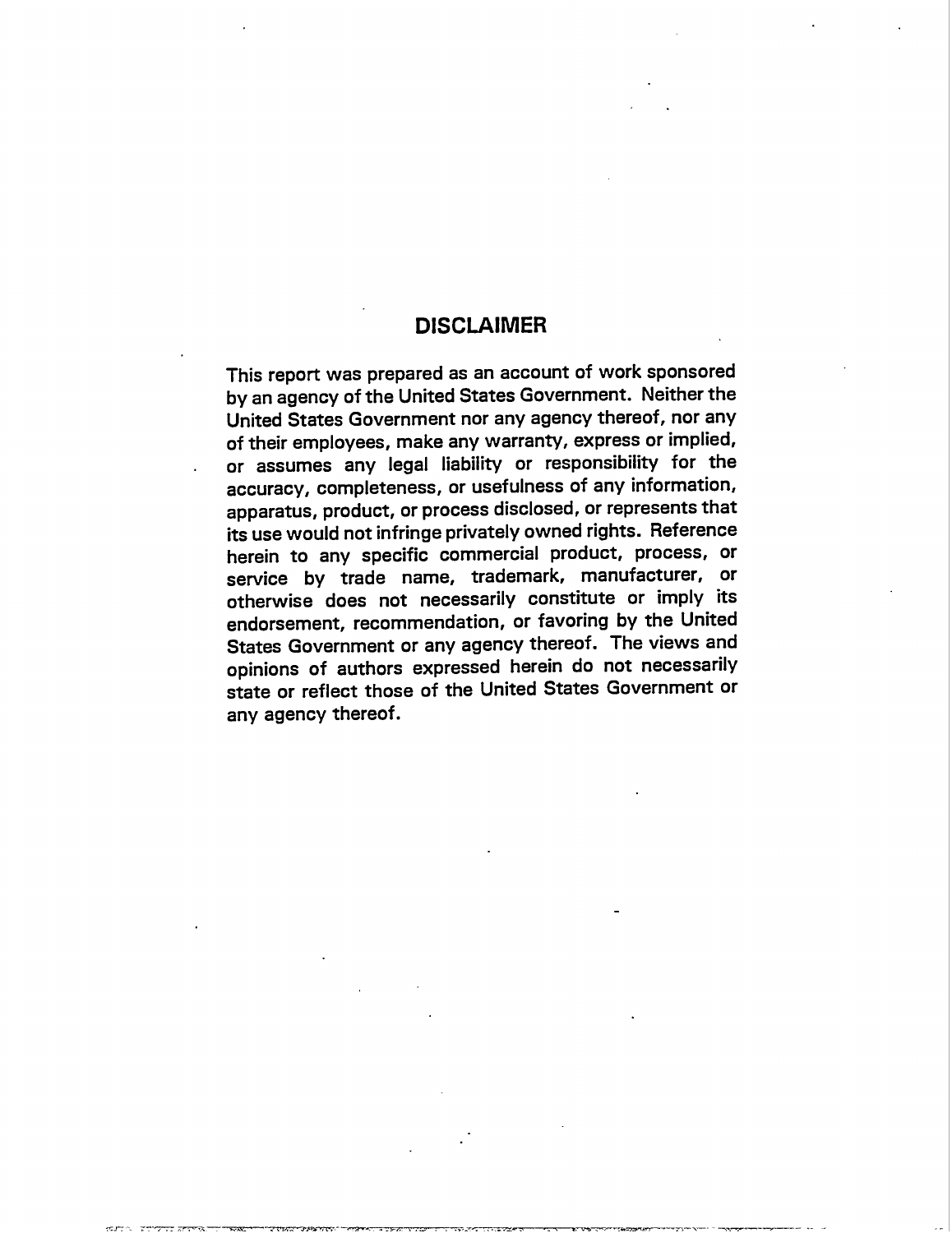## DISCLAIMER

This report was prepared as an account of work sponsored by an agency of the United States Government. Neither the United States Government nor any agency thereof, nor any of their employees, make any warranty, express or implied, or assumes any legal liability or responsibility for the accuracy, completeness, or usefulness of any information, apparatus, product, or process disclosed, or represents that its use would not infringe privately owned rights. Reference herein to any specific commercial product, process, or service by trade name, trademark, manufacturer, or otherwise does not necessarily constitute or imply its endorsement, recommendation, or favoring by the United States Government or any agency thereof. The views and opinions of authors expressed herein do not necessarily state or reflect those of the United States Government or any agency thereof.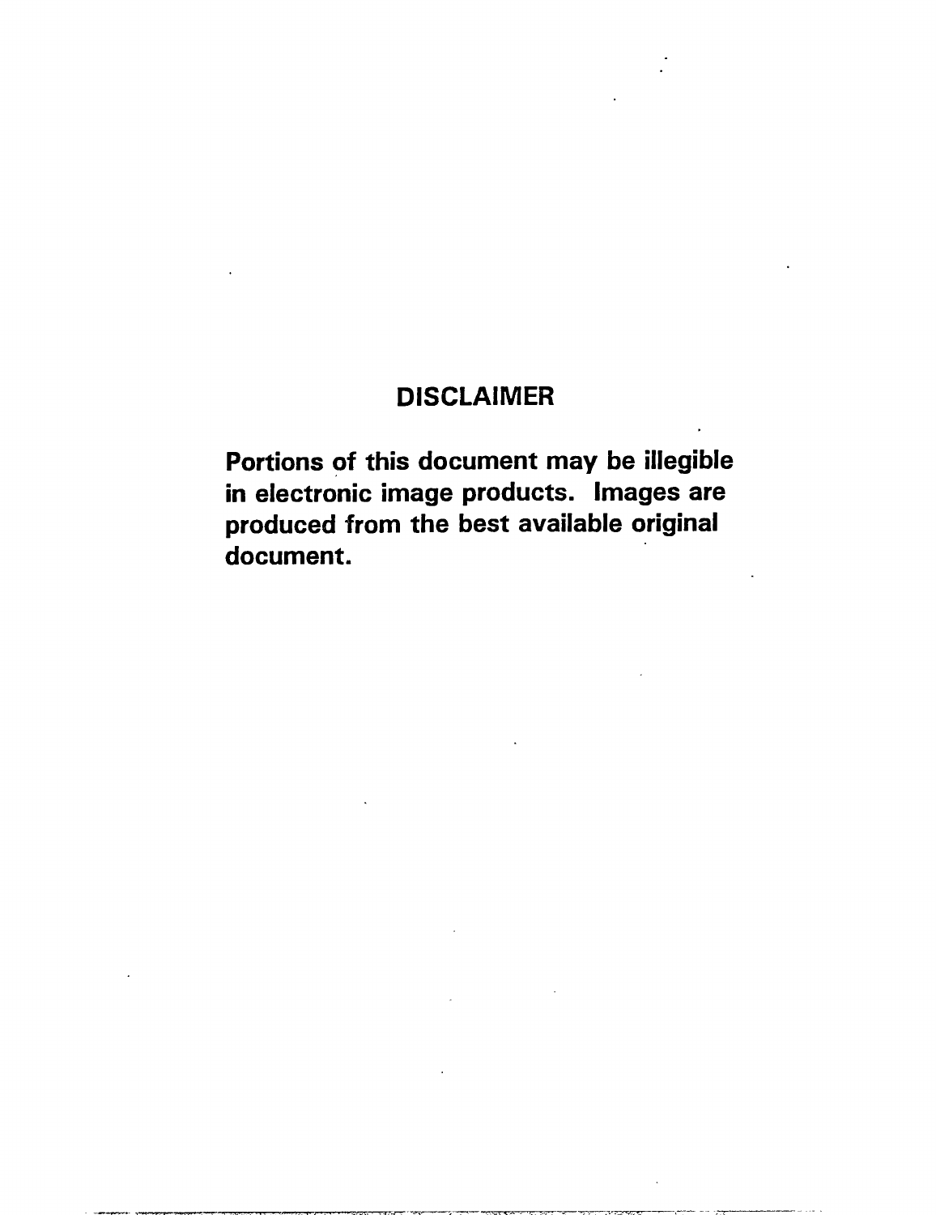## DISCLAIMER

**Portions of this document may be illegible in electronic image products. Images are produced from the best available original document.**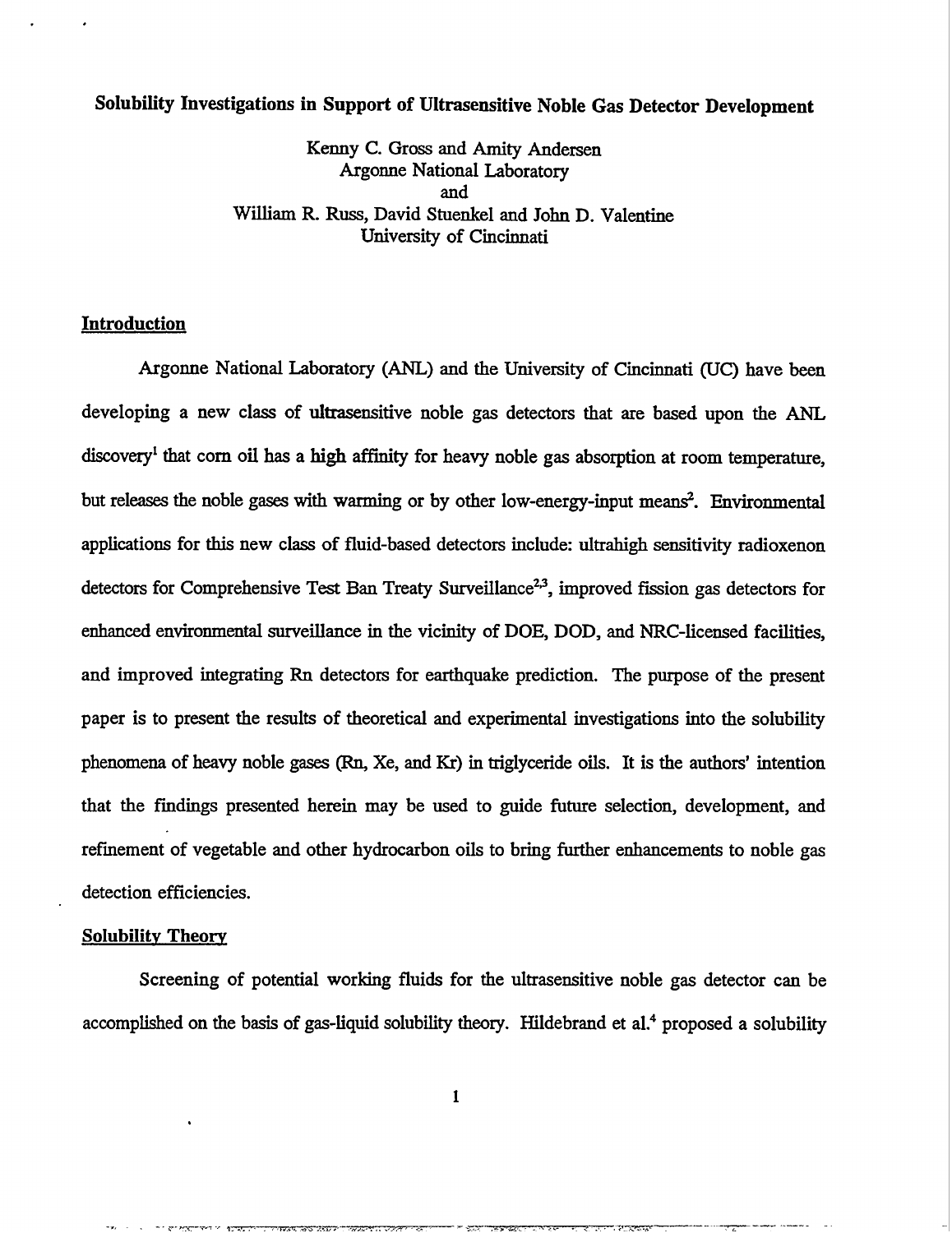# Solubility Investigations in Support of Ultrasensitive Noble Gas Detector Development

Kenny C. Gross and Amity Andersen
Argonne National Laboratory
and
William R. Russ, David Stuenkel and John D. Valentine
University of Cincinnati

## Introduction

Argonne National Laboratory (ANL) and the University of Cincinnati (UC) have been developing a new class of ultrasensitive noble gas detectors that are based upon the ANL discovery[1] that corn oil has a high affinity for heavy noble gas absorption at room temperature, but releases the noble gases with warming or by other low-energy-input means[2]. Environmental applications for this new class of fluid-based detectors include: ultrahigh sensitivity radioxenon detectors for Comprehensive Test Ban Treaty Surveillance[2,3], improved fission gas detectors for enhanced environmental surveillance in the vicinity of DOE, DOD, and NRC-licensed facilities, and improved integrating Rn detectors for earthquake prediction. The purpose of the present paper is to present the results of theoretical and experimental investigations into the solubility phenomena of heavy noble gases (Rn, Xe, and Kr) in triglyceride oils. It is the authors' intention that the findings presented herein may be used to guide future selection, development, and refinement of vegetable and other hydrocarbon oils to bring further enhancements to noble gas detection efficiencies.

## Solubility Theory

Screening of potential working fluids for the ultrasensitive noble gas detector can be accomplished on the basis of gas-liquid solubility theory. Hildebrand et al.[4] proposed a solubility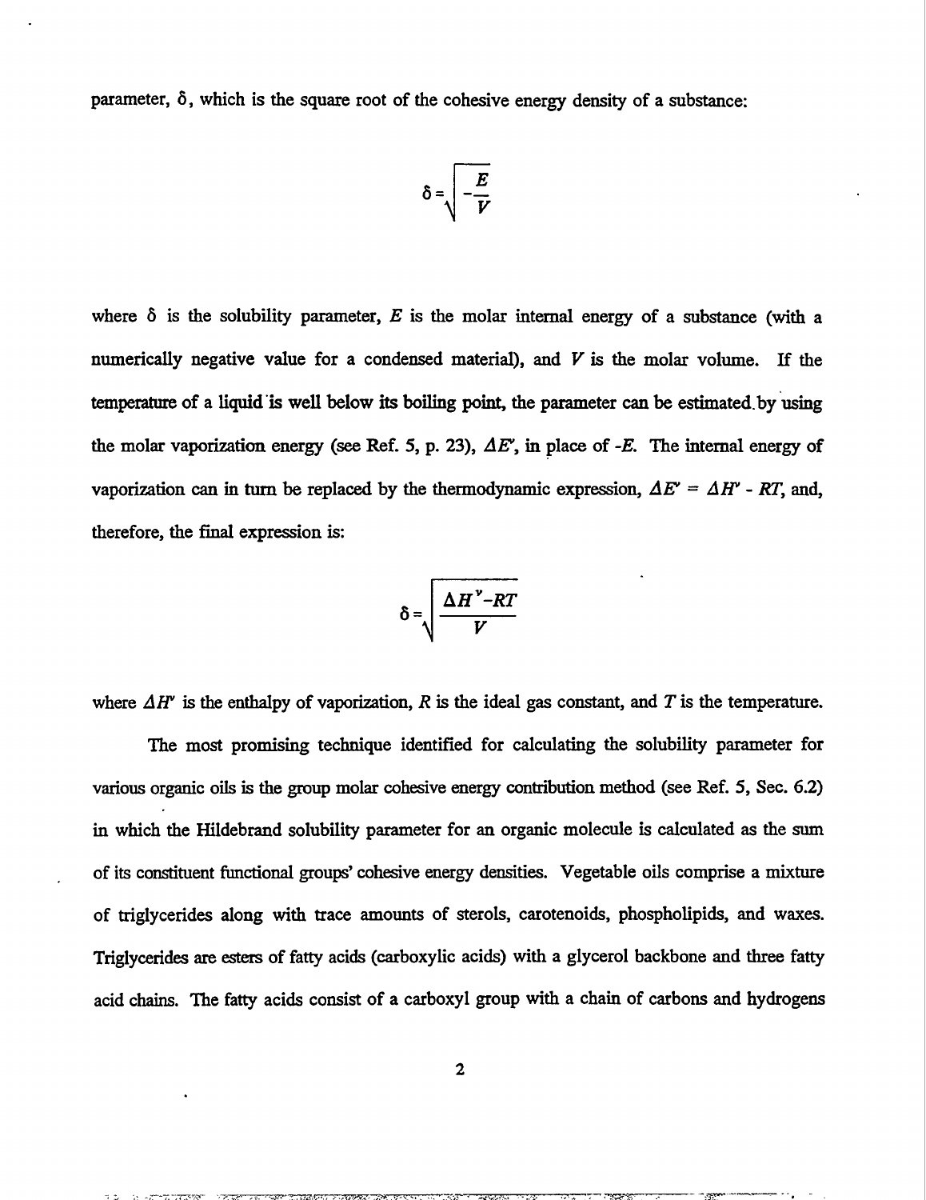parameter, $\delta$, which is the square root of the cohesive energy density of a substance:

$$\delta = \sqrt{-\frac{E}{V}}$$

where $\delta$ is the solubility parameter, $E$ is the molar internal energy of a substance (with a numerically negative value for a condensed material), and $V$ is the molar volume. If the temperature of a liquid is well below its boiling point, the parameter can be estimated by using the molar vaporization energy (see Ref. 5, p. 23), $\Delta E^v$, in place of $-E$. The internal energy of vaporization can in turn be replaced by the thermodynamic expression, $\Delta E^v = \Delta H^v - RT$, and, therefore, the final expression is:

$$\delta = \sqrt{\frac{\Delta H^v - RT}{V}}$$

where $\Delta H^v$ is the enthalpy of vaporization, $R$ is the ideal gas constant, and $T$ is the temperature.

The most promising technique identified for calculating the solubility parameter for various organic oils is the group molar cohesive energy contribution method (see Ref. 5, Sec. 6.2) in which the Hildebrand solubility parameter for an organic molecule is calculated as the sum of its constituent functional groups' cohesive energy densities. Vegetable oils comprise a mixture of triglycerides along with trace amounts of sterols, carotenoids, phospholipids, and waxes. Triglycerides are esters of fatty acids (carboxylic acids) with a glycerol backbone and three fatty acid chains. The fatty acids consist of a carboxyl group with a chain of carbons and hydrogens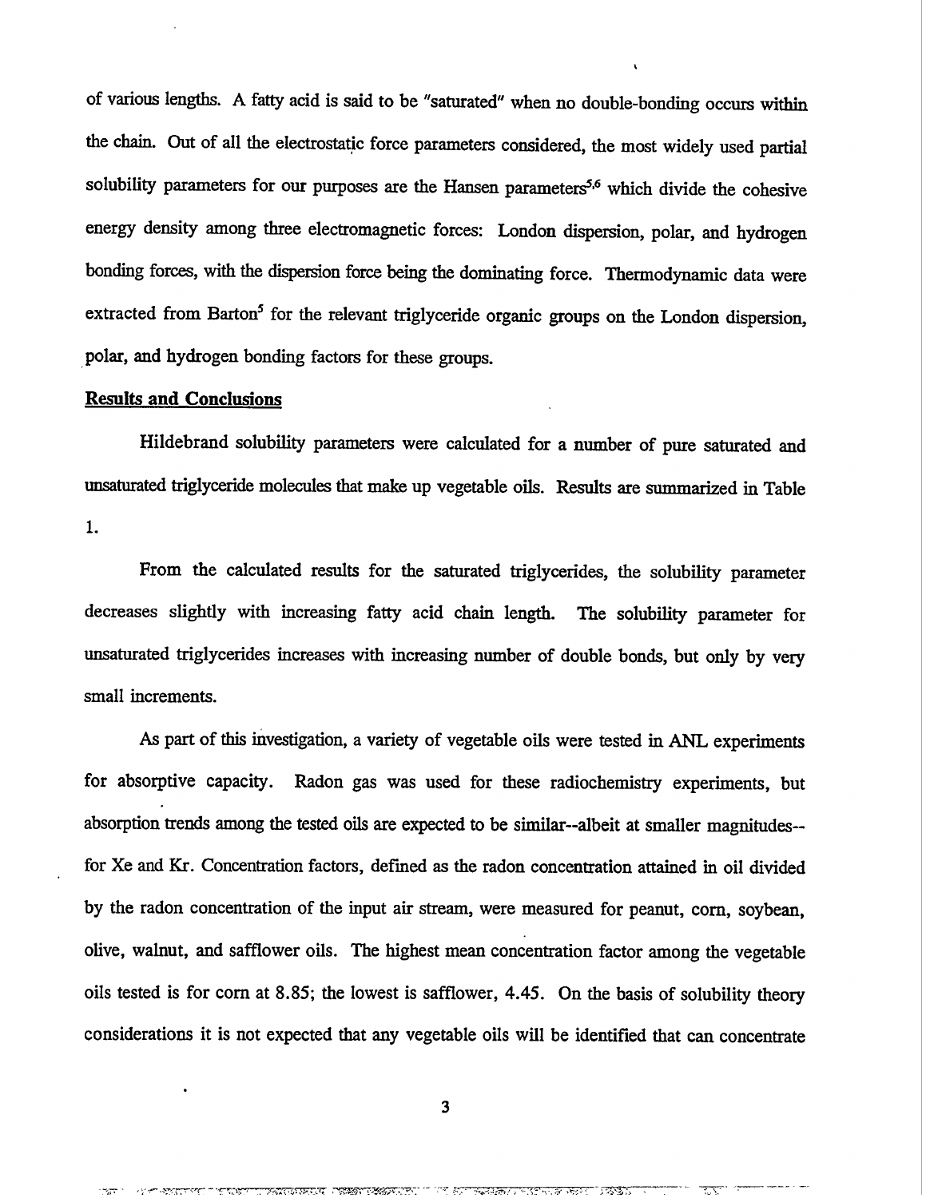of various lengths. A fatty acid is said to be "saturated" when no double-bonding occurs within the chain. Out of all the electrostatic force parameters considered, the most widely used partial solubility parameters for our purposes are the Hansen parameters[5,6] which divide the cohesive energy density among three electromagnetic forces: London dispersion, polar, and hydrogen bonding forces, with the dispersion force being the dominating force. Thermodynamic data were extracted from Barton[5] for the relevant triglyceride organic groups on the London dispersion, polar, and hydrogen bonding factors for these groups.

## Results and Conclusions

Hildebrand solubility parameters were calculated for a number of pure saturated and unsaturated triglyceride molecules that make up vegetable oils. Results are summarized in Table 1.

From the calculated results for the saturated triglycerides, the solubility parameter decreases slightly with increasing fatty acid chain length. The solubility parameter for unsaturated triglycerides increases with increasing number of double bonds, but only by very small increments.

As part of this investigation, a variety of vegetable oils were tested in ANL experiments for absorptive capacity. Radon gas was used for these radiochemistry experiments, but absorption trends among the tested oils are expected to be similar--albeit at smaller magnitudes--for Xe and Kr. Concentration factors, defined as the radon concentration attained in oil divided by the radon concentration of the input air stream, were measured for peanut, corn, soybean, olive, walnut, and safflower oils. The highest mean concentration factor among the vegetable oils tested is for corn at 8.85; the lowest is safflower, 4.45. On the basis of solubility theory considerations it is not expected that any vegetable oils will be identified that can concentrate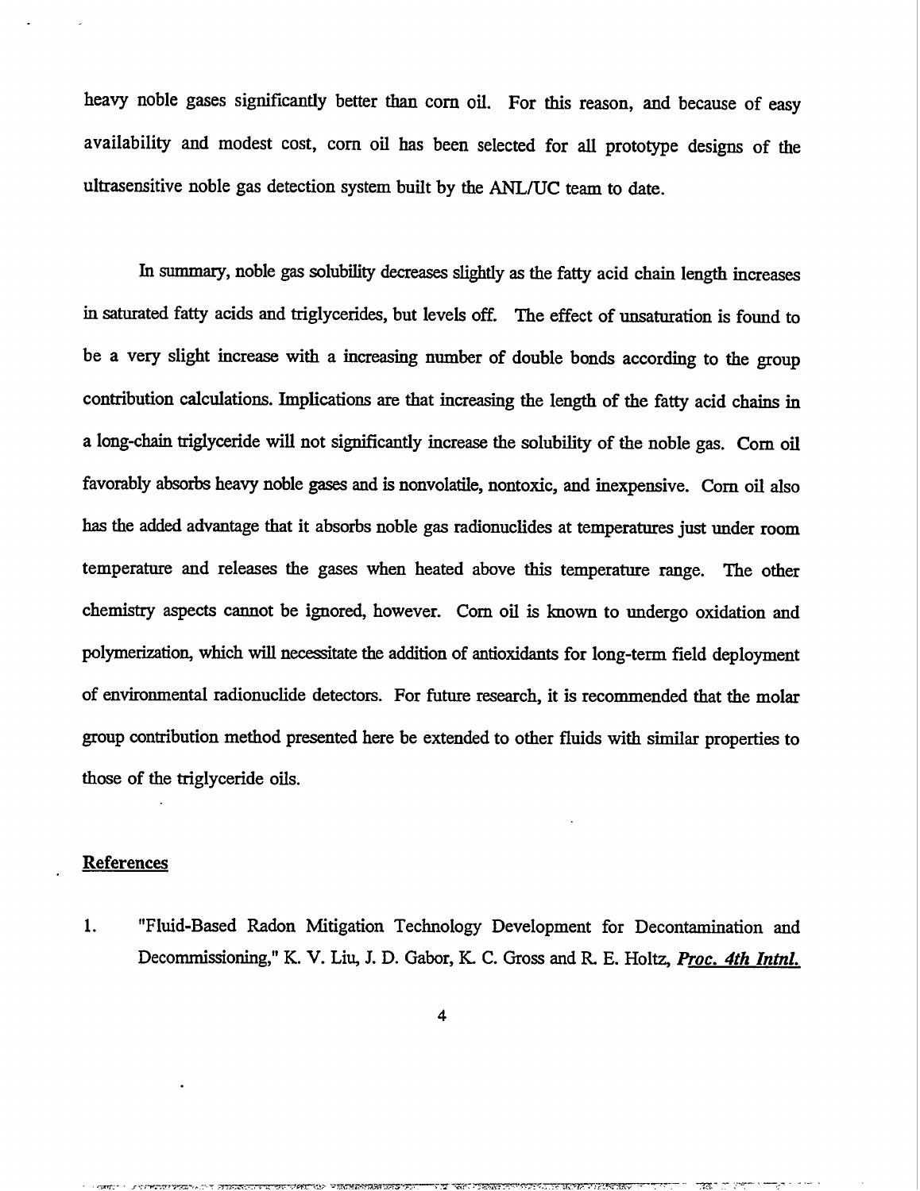heavy noble gases significantly better than corn oil. For this reason, and because of easy availability and modest cost, corn oil has been selected for all prototype designs of the ultrasensitive noble gas detection system built by the ANL/UC team to date.

In summary, noble gas solubility decreases slightly as the fatty acid chain length increases in saturated fatty acids and triglycerides, but levels off. The effect of unsaturation is found to be a very slight increase with a increasing number of double bonds according to the group contribution calculations. Implications are that increasing the length of the fatty acid chains in a long-chain triglyceride will not significantly increase the solubility of the noble gas. Corn oil favorably absorbs heavy noble gases and is nonvolatile, nontoxic, and inexpensive. Corn oil also has the added advantage that it absorbs noble gas radionuclides at temperatures just under room temperature and releases the gases when heated above this temperature range. The other chemistry aspects cannot be ignored, however. Corn oil is known to undergo oxidation and polymerization, which will necessitate the addition of antioxidants for long-term field deployment of environmental radionuclide detectors. For future research, it is recommended that the molar group contribution method presented here be extended to other fluids with similar properties to those of the triglyceride oils.

## References

1. "Fluid-Based Radon Mitigation Technology Development for Decontamination and Decommissioning," K. V. Liu, J. D. Gabor, K. C. Gross and R. E. Holtz, ***Proc. 4th Intnl.***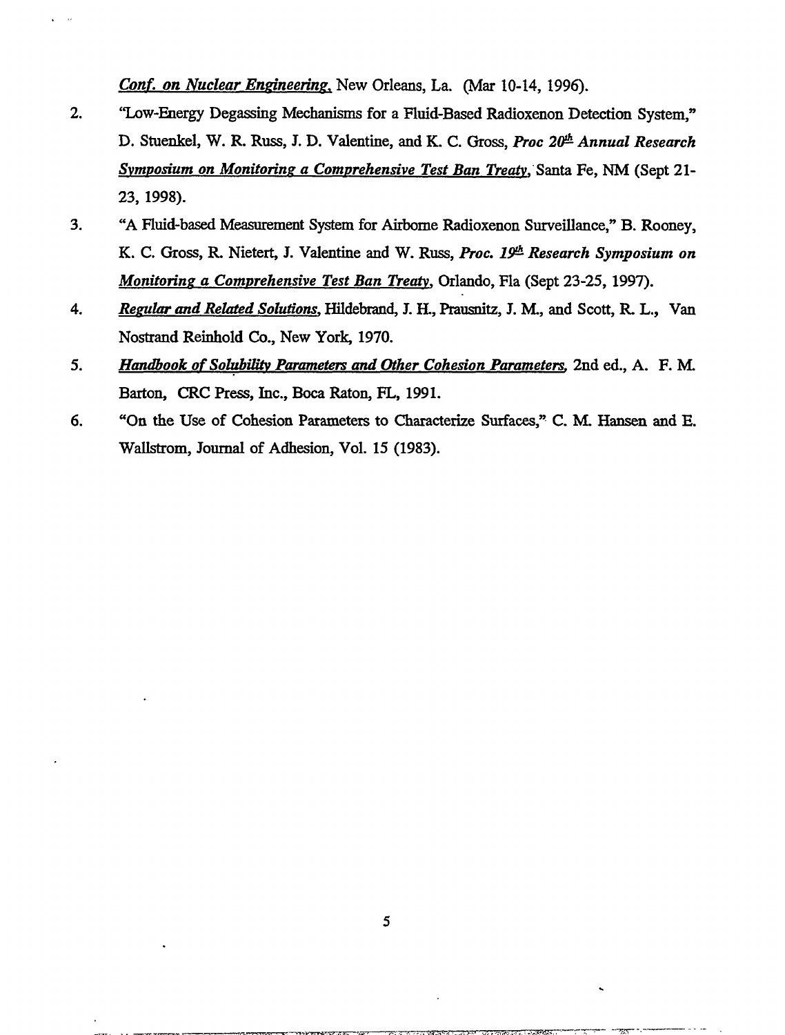*Conf. on Nuclear Engineering*, New Orleans, La. (Mar 10-14, 1996).

2. "Low-Energy Degassing Mechanisms for a Fluid-Based Radioxenon Detection System," D. Stuenkel, W. R. Russ, J. D. Valentine, and K. C. Gross, *Proc 20th Annual Research Symposium on Monitoring a Comprehensive Test Ban Treaty*, Santa Fe, NM (Sept 21-23, 1998).
3. "A Fluid-based Measurement System for Airborne Radioxenon Surveillance," B. Rooney, K. C. Gross, R. Nietert, J. Valentine and W. Russ, *Proc. 19th Research Symposium on Monitoring a Comprehensive Test Ban Treaty*, Orlando, Fla (Sept 23-25, 1997).
4. *Regular and Related Solutions*, Hildebrand, J. H., Prausnitz, J. M., and Scott, R. L., Van Nostrand Reinhold Co., New York, 1970.
5. *Handbook of Solubility Parameters and Other Cohesion Parameters*, 2nd ed., A. F. M. Barton, CRC Press, Inc., Boca Raton, FL, 1991.
6. "On the Use of Cohesion Parameters to Characterize Surfaces," C. M. Hansen and E. Wallstrom, Journal of Adhesion, Vol. 15 (1983).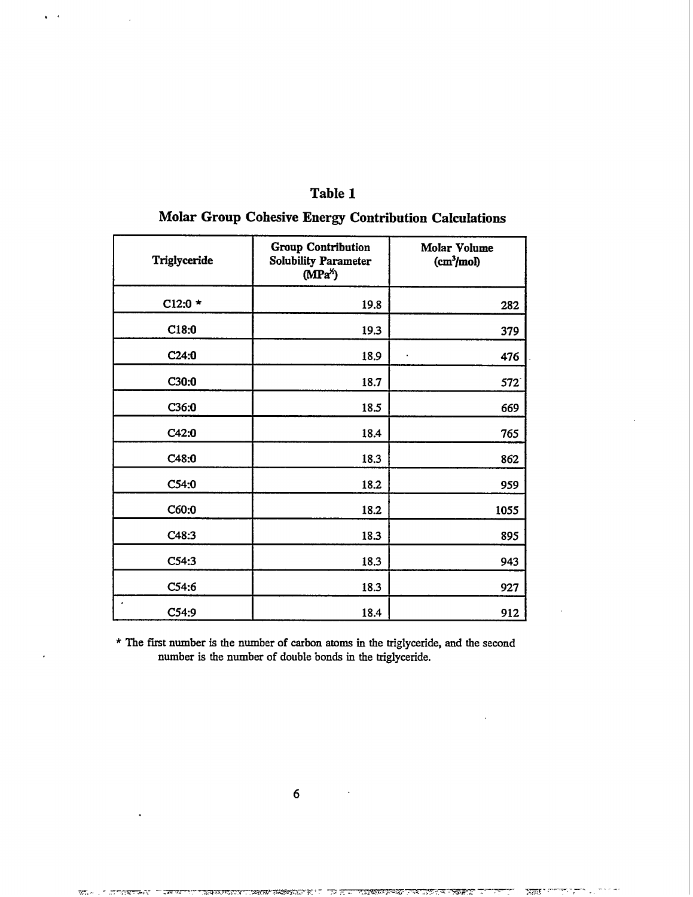## Table 1

### Molar Group Cohesive Energy Contribution Calculations

| Triglyceride | Group Contribution Solubility Parameter ($MPa^{1/2}$) | Molar Volume ($cm^3/mol$) |
|---|---|---|
| C12:0 * | 19.8 | 282 |
| C18:0 | 19.3 | 379 |
| C24:0 | 18.9 | 476 |
| C30:0 | 18.7 | 572 |
| C36:0 | 18.5 | 669 |
| C42:0 | 18.4 | 765 |
| C48:0 | 18.3 | 862 |
| C54:0 | 18.2 | 959 |
| C60:0 | 18.2 | 1055 |
| C48:3 | 18.3 | 895 |
| C54:3 | 18.3 | 943 |
| C54:6 | 18.3 | 927 |
| C54:9 | 18.4 | 912 |

* The first number is the number of carbon atoms in the triglyceride, and the second number is the number of double bonds in the triglyceride.